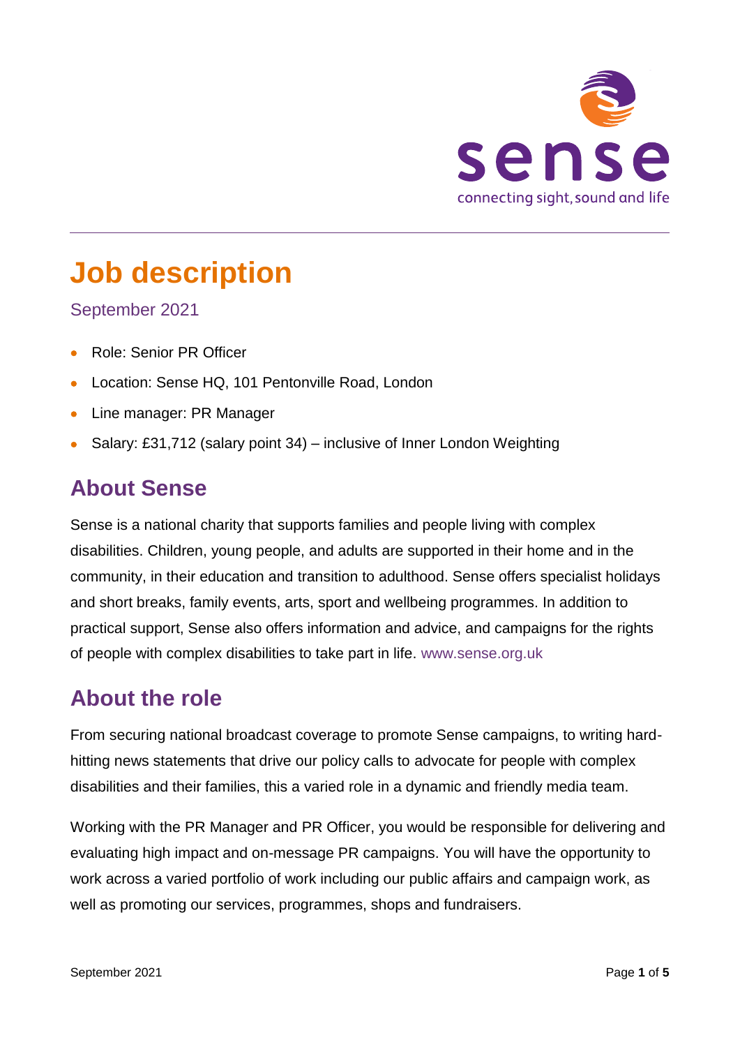# Job description

September 2021

- Role: Senior PR Officer
- Location: Sense HQ, 101 Pentonville Road, London
- Line manager: PR Manager
- Salary: £31,712 (salary point 34) – inclusive of Inner London Weighting

## About Sense

Sense is a national charity that supports families and people living with complex disabilities. Children, young people, and adults are supported in their home and in the community, in their education and transition to adulthood. Sense offers specialist holidays and short breaks, family events, arts, sport and wellbeing programmes. In addition to practical support, Sense also offers information and advice, and campaigns for the rights of people with complex disabilities to take part in life. www.sense.org.uk

## About the role

From securing national broadcast coverage to promote Sense campaigns, to writing hard-hitting news statements that drive our policy calls to advocate for people with complex disabilities and their families, this a varied role in a dynamic and friendly media team.

Working with the PR Manager and PR Officer, you would be responsible for delivering and evaluating high impact and on-message PR campaigns. You will have the opportunity to work across a varied portfolio of work including our public affairs and campaign work, as well as promoting our services, programmes, shops and fundraisers.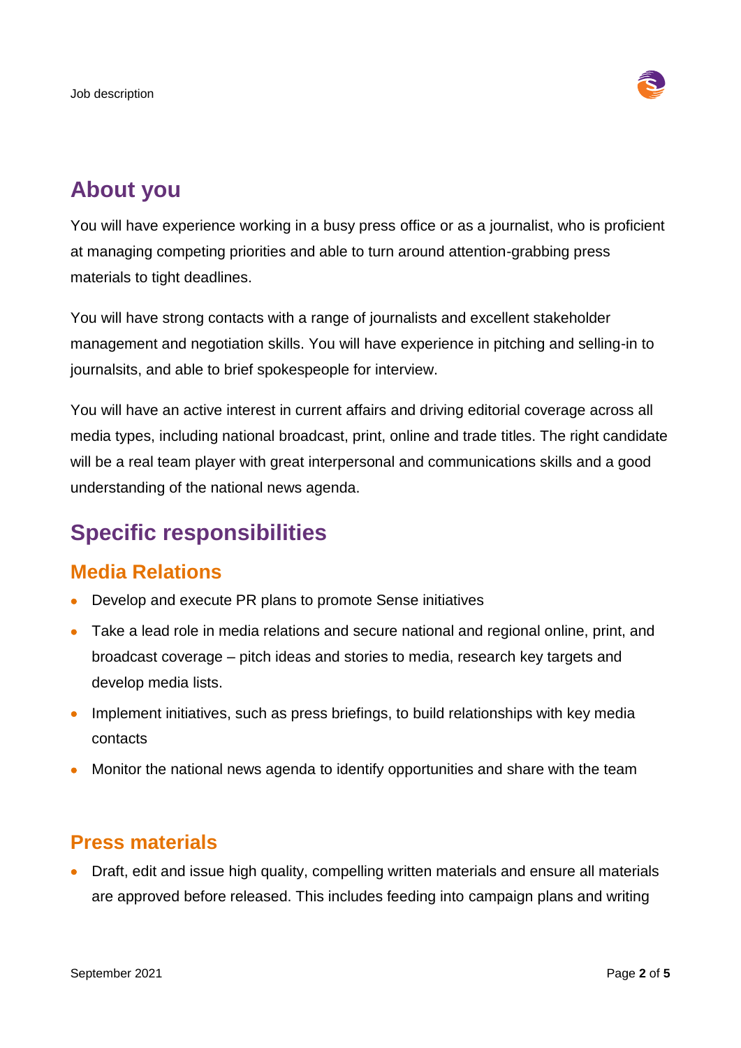## About you

You will have experience working in a busy press office or as a journalist, who is proficient at managing competing priorities and able to turn around attention-grabbing press materials to tight deadlines.

You will have strong contacts with a range of journalists and excellent stakeholder management and negotiation skills. You will have experience in pitching and selling-in to journalsits, and able to brief spokespeople for interview.

You will have an active interest in current affairs and driving editorial coverage across all media types, including national broadcast, print, online and trade titles. The right candidate will be a real team player with great interpersonal and communications skills and a good understanding of the national news agenda.

## Specific responsibilities

### Media Relations

- Develop and execute PR plans to promote Sense initiatives
- Take a lead role in media relations and secure national and regional online, print, and broadcast coverage – pitch ideas and stories to media, research key targets and develop media lists.
- Implement initiatives, such as press briefings, to build relationships with key media contacts
- Monitor the national news agenda to identify opportunities and share with the team

### Press materials

- Draft, edit and issue high quality, compelling written materials and ensure all materials are approved before released. This includes feeding into campaign plans and writing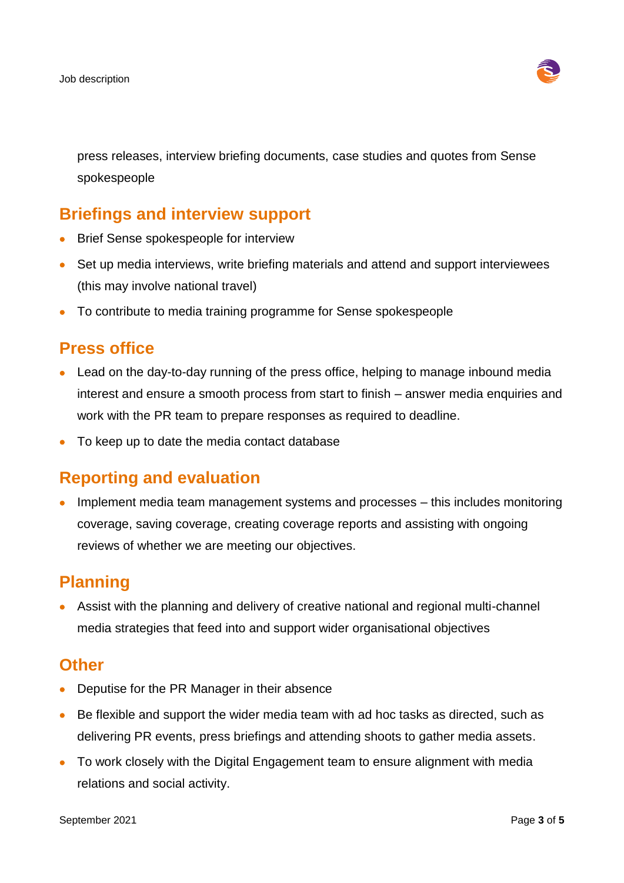press releases, interview briefing documents, case studies and quotes from Sense spokespeople

## Briefings and interview support

- Brief Sense spokespeople for interview
- Set up media interviews, write briefing materials and attend and support interviewees (this may involve national travel)
- To contribute to media training programme for Sense spokespeople

## Press office

- Lead on the day-to-day running of the press office, helping to manage inbound media interest and ensure a smooth process from start to finish – answer media enquiries and work with the PR team to prepare responses as required to deadline.
- To keep up to date the media contact database

## Reporting and evaluation

- Implement media team management systems and processes – this includes monitoring coverage, saving coverage, creating coverage reports and assisting with ongoing reviews of whether we are meeting our objectives.

## Planning

- Assist with the planning and delivery of creative national and regional multi-channel media strategies that feed into and support wider organisational objectives

## Other

- Deputise for the PR Manager in their absence
- Be flexible and support the wider media team with ad hoc tasks as directed, such as delivering PR events, press briefings and attending shoots to gather media assets.
- To work closely with the Digital Engagement team to ensure alignment with media relations and social activity.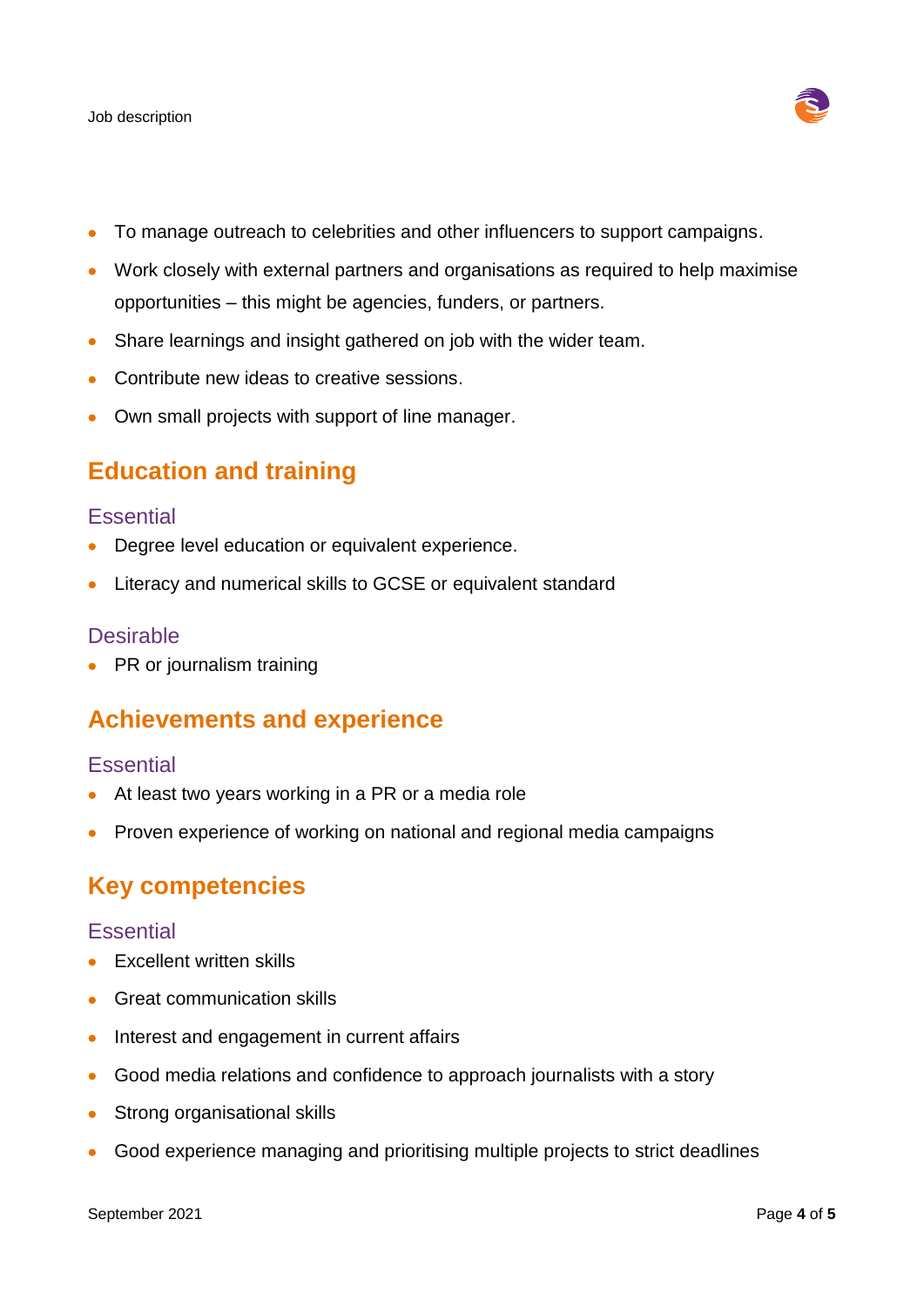- To manage outreach to celebrities and other influencers to support campaigns.
- Work closely with external partners and organisations as required to help maximise opportunities – this might be agencies, funders, or partners.
- Share learnings and insight gathered on job with the wider team.
- Contribute new ideas to creative sessions.
- Own small projects with support of line manager.

## Education and training

### Essential

- Degree level education or equivalent experience.
- Literacy and numerical skills to GCSE or equivalent standard

### Desirable

- PR or journalism training

## Achievements and experience

### Essential

- At least two years working in a PR or a media role
- Proven experience of working on national and regional media campaigns

## Key competencies

### Essential

- Excellent written skills
- Great communication skills
- Interest and engagement in current affairs
- Good media relations and confidence to approach journalists with a story
- Strong organisational skills
- Good experience managing and prioritising multiple projects to strict deadlines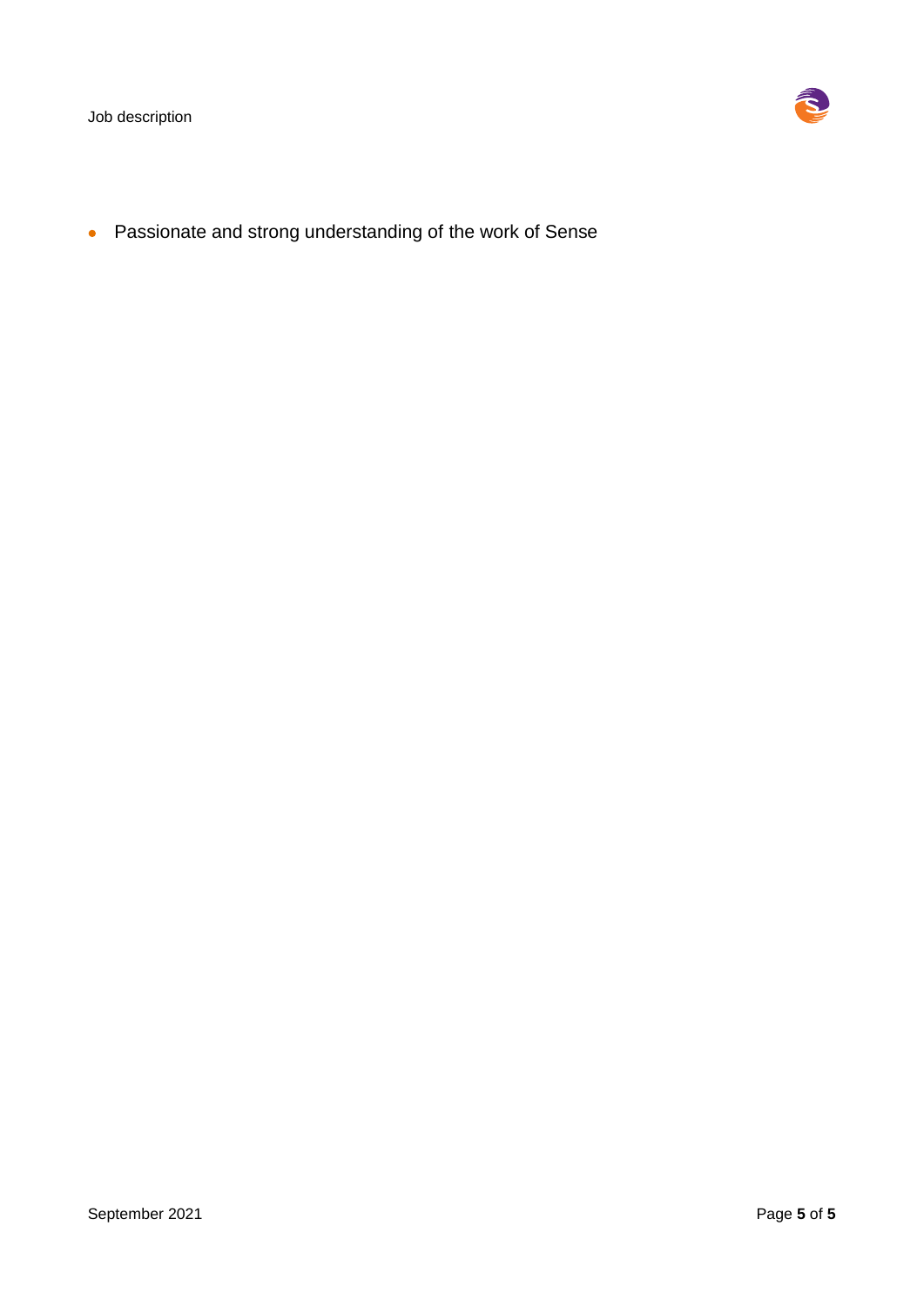- Passionate and strong understanding of the work of Sense